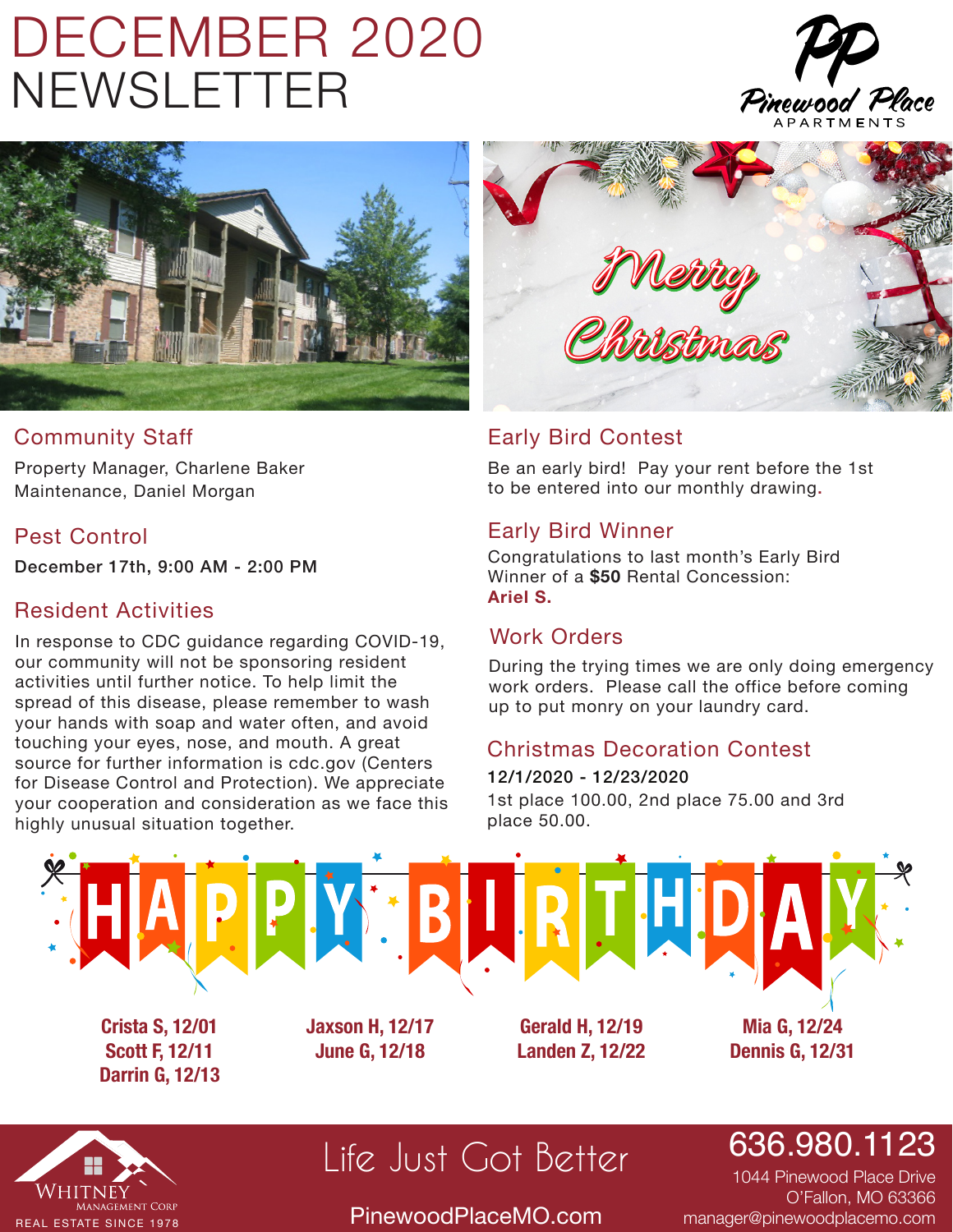# DECEMBER 2020 NEWSLETTER

Pinewood Place APARTMENTS

Merry Christmas

## Community Staff

Property Manager, Charlene Baker
Maintenance, Daniel Morgan

## Pest Control

**December 17th, 9:00 AM - 2:00 PM**

## Resident Activities

In response to CDC guidance regarding COVID-19, our community will not be sponsoring resident activities until further notice. To help limit the spread of this disease, please remember to wash your hands with soap and water often, and avoid touching your eyes, nose, and mouth. A great source for further information is cdc.gov (Centers for Disease Control and Protection). We appreciate your cooperation and consideration as we face this highly unusual situation together.

## Early Bird Contest

Be an early bird! Pay your rent before the 1st to be entered into our monthly drawing.

## Early Bird Winner

Congratulations to last month's Early Bird Winner of a **$50** Rental Concession: **Ariel S.**

## Work Orders

During the trying times we are only doing emergency work orders. Please call the office before coming up to put monry on your laundry card.

## Christmas Decoration Contest

**12/1/2020 - 12/23/2020**

1st place 100.00, 2nd place 75.00 and 3rd place 50.00.

## HAPPY BIRTHDAY

**Crista S, 12/01**
**Scott F, 12/11**
**Darrin G, 12/13**
**Jaxson H, 12/17**
**June G, 12/18**
**Gerald H, 12/19**
**Landen Z, 12/22**
**Mia G, 12/24**
**Dennis G, 12/31**

WHITNEY MANAGEMENT CORP
REAL ESTATE SINCE 1978

Life Just Got Better

PinewoodPlaceMO.com

636.980.1123
1044 Pinewood Place Drive
O'Fallon, MO 63366
manager@pinewoodplacemo.com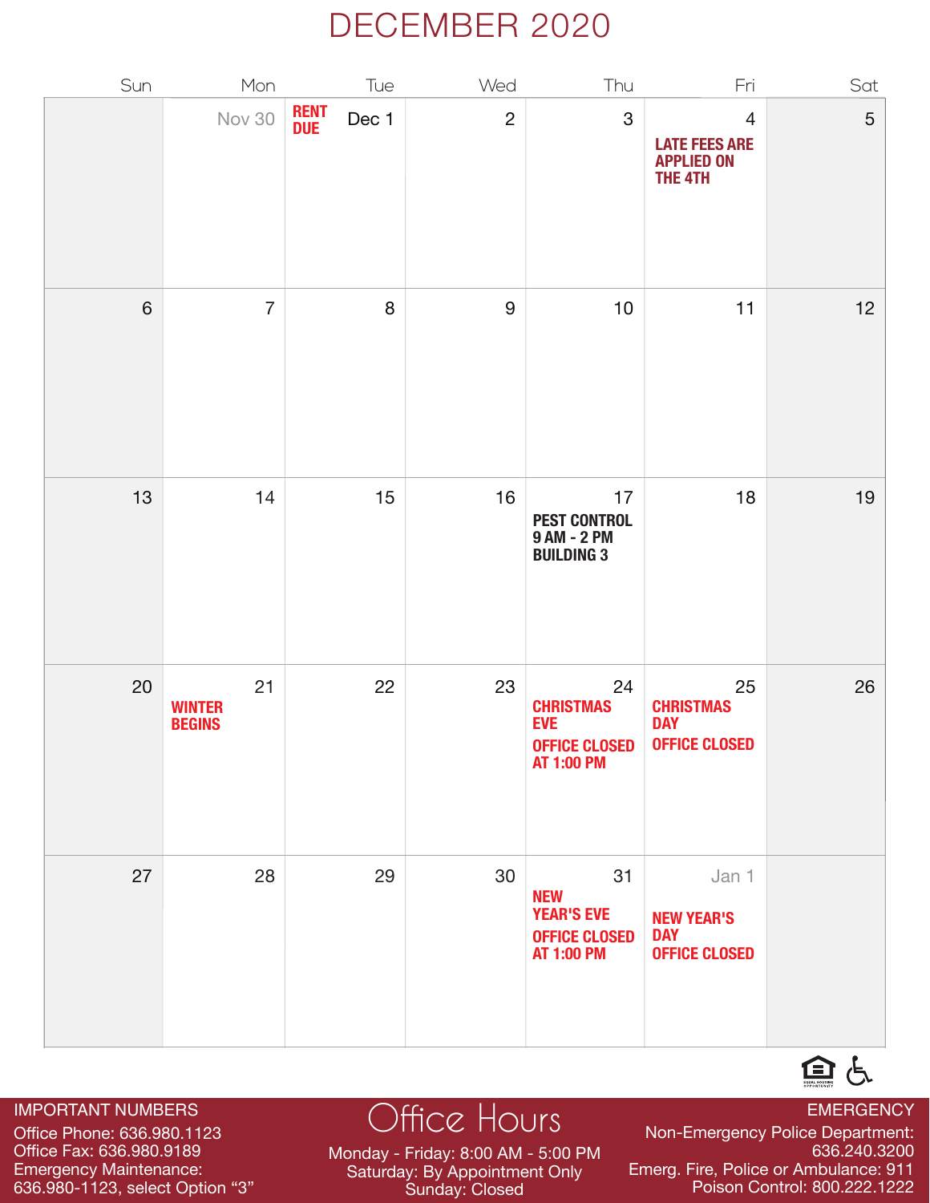# DECEMBER 2020

| Sun | Mon | Tue | Wed | Thu | Fri | Sat |
|---|---|---|---|---|---|---|
| | Nov 30 | Dec 1 RENT DUE | 2 | 3 | 4 LATE FEES ARE APPLIED ON THE 4TH | 5 |
| 6 | 7 | 8 | 9 | 10 | 11 | 12 |
| 13 | 14 | 15 | 16 | 17 PEST CONTROL 9 AM - 2 PM BUILDING 3 | 18 | 19 |
| 20 | 21 WINTER BEGINS | 22 | 23 | 24 CHRISTMAS EVE OFFICE CLOSED AT 1:00 PM | 25 CHRISTMAS DAY OFFICE CLOSED | 26 |
| 27 | 28 | 29 | 30 | 31 NEW YEAR'S EVE OFFICE CLOSED AT 1:00 PM | Jan 1 NEW YEAR'S DAY OFFICE CLOSED | |

**IMPORTANT NUMBERS**

Office Phone: 636.980.1123
Office Fax: 636.980.9189
Emergency Maintenance: 636.980-1123, select Option "3"

**Office Hours**

Monday - Friday: 8:00 AM - 5:00 PM
Saturday: By Appointment Only
Sunday: Closed

**EMERGENCY**

Non-Emergency Police Department: 636.240.3200
Emerg. Fire, Police or Ambulance: 911
Poison Control: 800.222.1222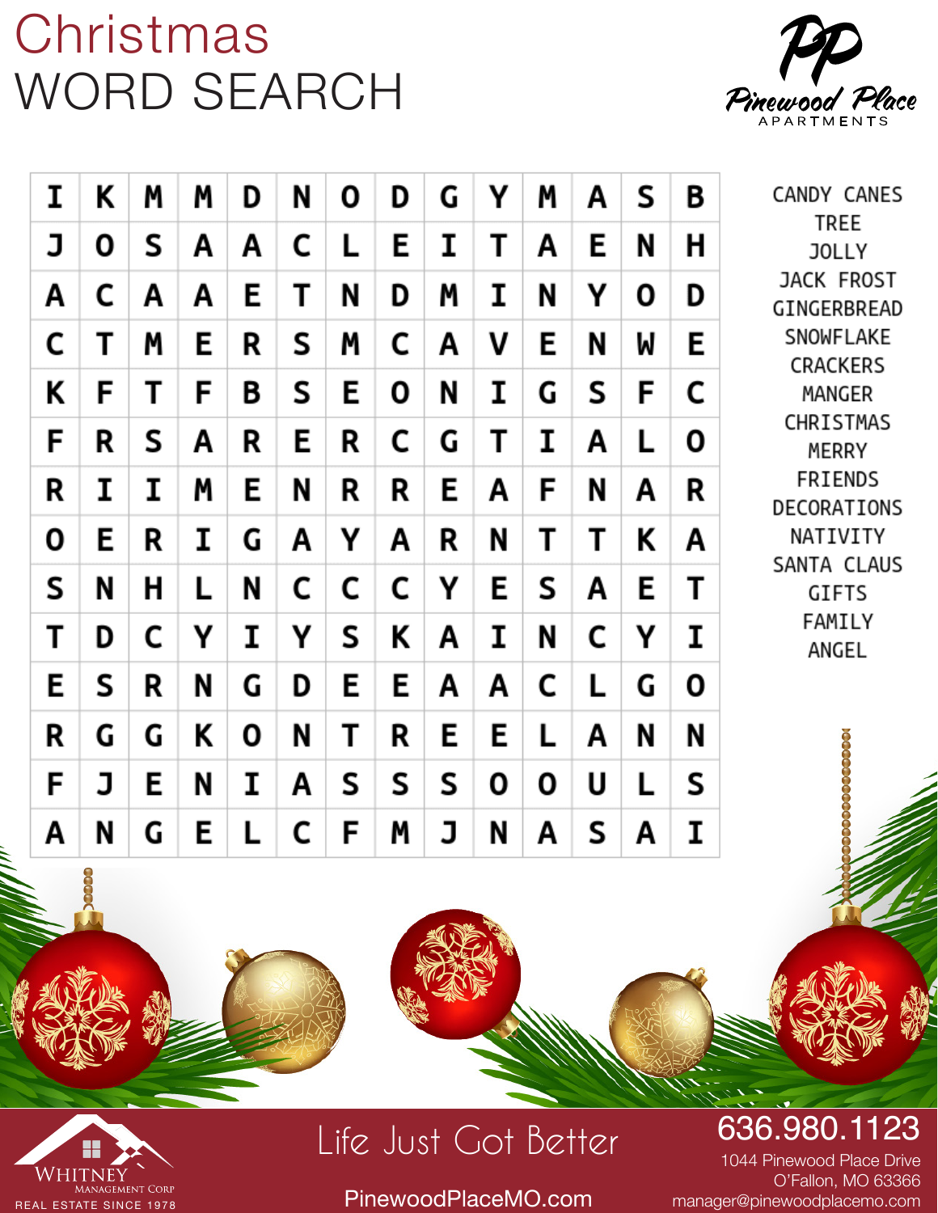# Christmas WORD SEARCH

Pinewood Place APARTMENTS

| | | | | | | | | | | | | | |
|---|---|---|---|---|---|---|---|---|---|---|---|---|---|
| I | K | M | M | D | N | O | D | G | Y | M | A | S | B |
| J | O | S | A | A | C | L | E | I | T | A | E | N | H |
| A | C | A | A | E | T | N | D | M | I | N | Y | O | D |
| C | T | M | E | R | S | M | C | A | V | E | N | W | E |
| K | F | T | F | B | S | E | O | N | I | G | S | F | C |
| F | R | S | A | R | E | R | C | G | T | I | A | L | O |
| R | I | I | M | E | N | R | R | E | A | F | N | A | R |
| O | E | R | I | G | A | Y | A | R | N | T | T | K | A |
| S | N | H | L | N | C | C | C | Y | E | S | A | E | T |
| T | D | C | Y | I | Y | S | K | A | I | N | C | Y | I |
| E | S | R | N | G | D | E | E | A | A | C | L | G | O |
| R | G | G | K | O | N | T | R | E | E | L | A | N | N |
| F | J | E | N | I | A | S | S | S | O | O | U | L | S |
| A | N | G | E | L | C | F | M | J | N | A | S | A | I |

CANDY CANES
TREE
JOLLY
JACK FROST
GINGERBREAD
SNOWFLAKE
CRACKERS
MANGER
CHRISTMAS
MERRY
FRIENDS
DECORATIONS
NATIVITY
SANTA CLAUS
GIFTS
FAMILY
ANGEL

WHITNEY MANAGEMENT CORP
REAL ESTATE SINCE 1978

Life Just Got Better

PinewoodPlaceMO.com

636.980.1123
1044 Pinewood Place Drive
O'Fallon, MO 63366
manager@pinewoodplacemo.com